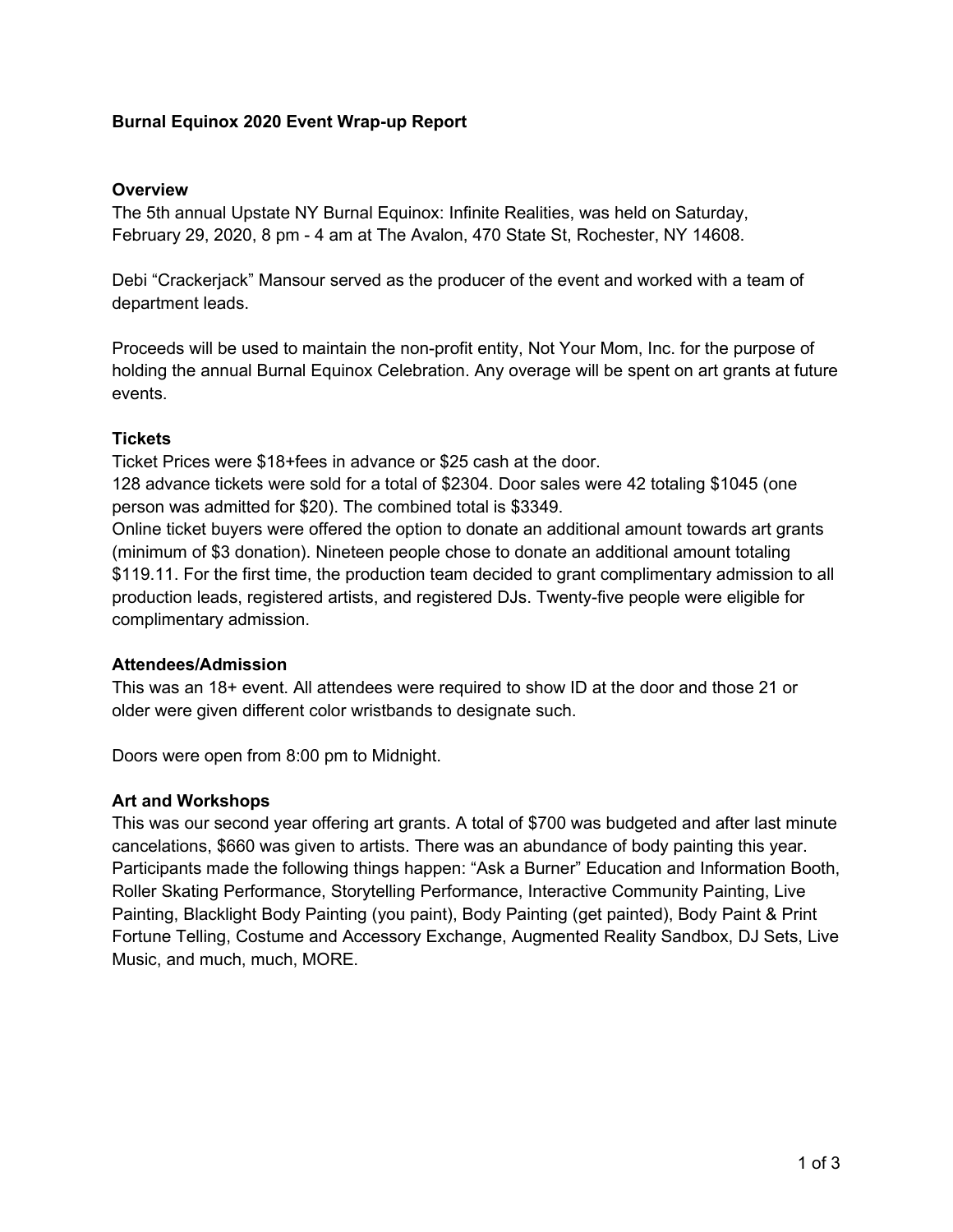# Burnal Equinox 2020 Event Wrap-up Report

## Overview

The 5th annual Upstate NY Burnal Equinox: Infinite Realities, was held on Saturday, February 29, 2020, 8 pm - 4 am at The Avalon, 470 State St, Rochester, NY 14608.

Debi "Crackerjack" Mansour served as the producer of the event and worked with a team of department leads.

Proceeds will be used to maintain the non-profit entity, Not Your Mom, Inc. for the purpose of holding the annual Burnal Equinox Celebration. Any overage will be spent on art grants at future events.

## Tickets

Ticket Prices were $18+fees in advance or $25 cash at the door.
128 advance tickets were sold for a total of $2304. Door sales were 42 totaling $1045 (one person was admitted for $20). The combined total is $3349.
Online ticket buyers were offered the option to donate an additional amount towards art grants (minimum of $3 donation). Nineteen people chose to donate an additional amount totaling $119.11. For the first time, the production team decided to grant complimentary admission to all production leads, registered artists, and registered DJs. Twenty-five people were eligible for complimentary admission.

## Attendees/Admission

This was an 18+ event. All attendees were required to show ID at the door and those 21 or older were given different color wristbands to designate such.

Doors were open from 8:00 pm to Midnight.

## Art and Workshops

This was our second year offering art grants. A total of $700 was budgeted and after last minute cancelations, $660 was given to artists. There was an abundance of body painting this year. Participants made the following things happen: "Ask a Burner" Education and Information Booth, Roller Skating Performance, Storytelling Performance, Interactive Community Painting, Live Painting, Blacklight Body Painting (you paint), Body Painting (get painted), Body Paint & Print Fortune Telling, Costume and Accessory Exchange, Augmented Reality Sandbox, DJ Sets, Live Music, and much, much, MORE.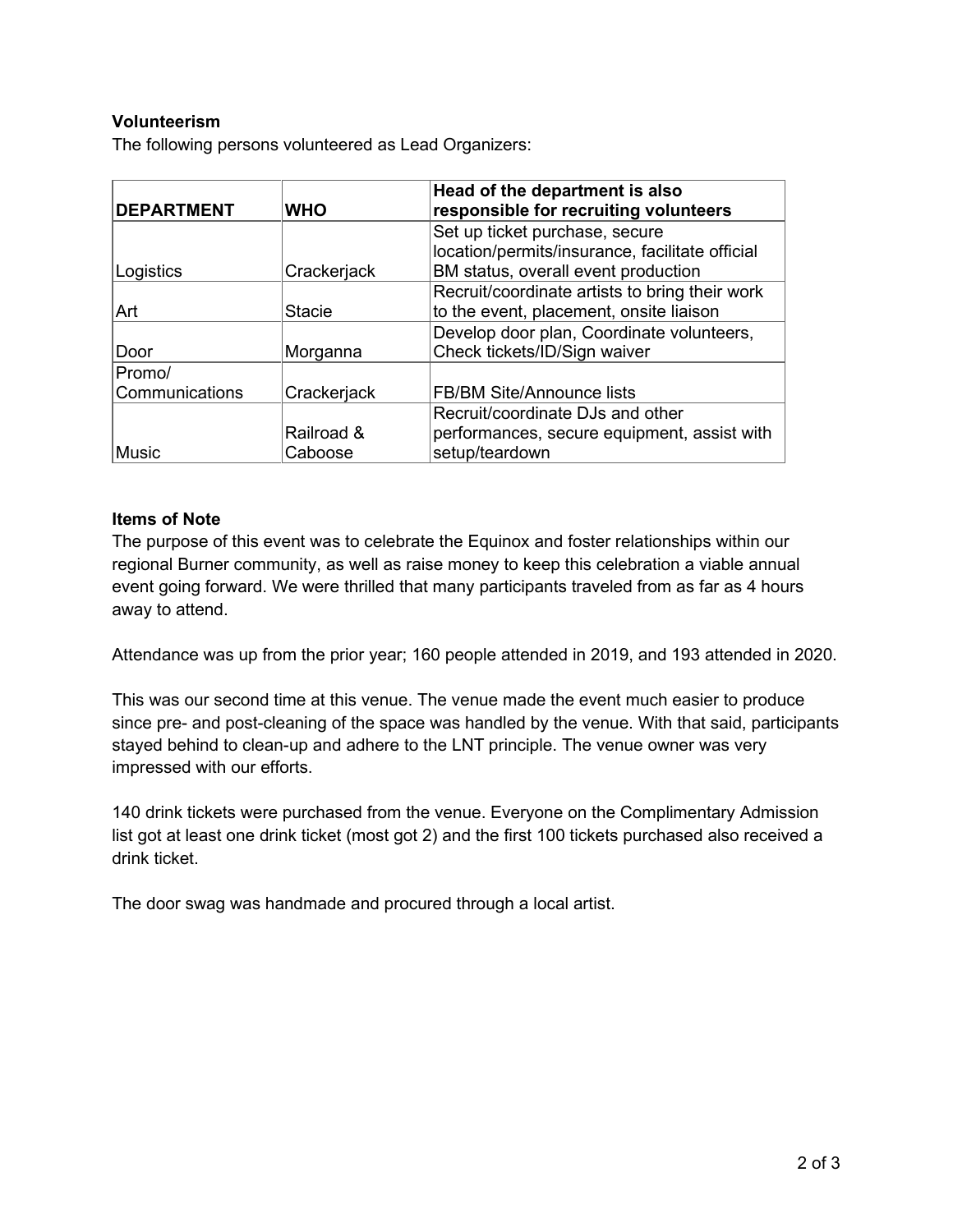**Volunteerism**

The following persons volunteered as Lead Organizers:

| DEPARTMENT | WHO | Head of the department is also responsible for recruiting volunteers |
|---|---|---|
| Logistics | Crackerjack | Set up ticket purchase, secure location/permits/insurance, facilitate official BM status, overall event production |
| Art | Stacie | Recruit/coordinate artists to bring their work to the event, placement, onsite liaison |
| Door | Morganna | Develop door plan, Coordinate volunteers, Check tickets/ID/Sign waiver |
| Promo/ Communications | Crackerjack | FB/BM Site/Announce lists |
| Music | Railroad & Caboose | Recruit/coordinate DJs and other performances, secure equipment, assist with setup/teardown |

**Items of Note**

The purpose of this event was to celebrate the Equinox and foster relationships within our regional Burner community, as well as raise money to keep this celebration a viable annual event going forward. We were thrilled that many participants traveled from as far as 4 hours away to attend.

Attendance was up from the prior year; 160 people attended in 2019, and 193 attended in 2020.

This was our second time at this venue. The venue made the event much easier to produce since pre- and post-cleaning of the space was handled by the venue. With that said, participants stayed behind to clean-up and adhere to the LNT principle. The venue owner was very impressed with our efforts.

140 drink tickets were purchased from the venue. Everyone on the Complimentary Admission list got at least one drink ticket (most got 2) and the first 100 tickets purchased also received a drink ticket.

The door swag was handmade and procured through a local artist.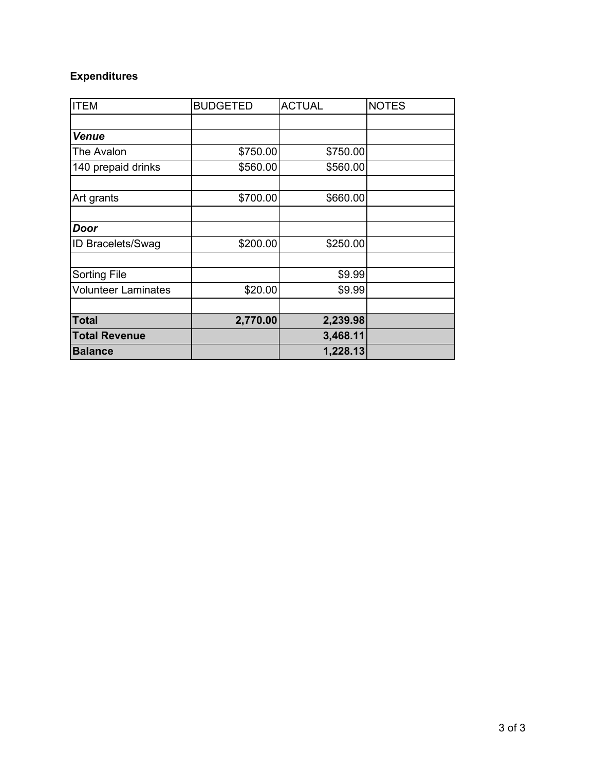**Expenditures**

| ITEM | BUDGETED | ACTUAL | NOTES |
|---|---|---|---|
| | | | |
| ***Venue*** | | | |
| The Avalon | $750.00 | $750.00 | |
| 140 prepaid drinks | $560.00 | $560.00 | |
| | | | |
| Art grants | $700.00 | $660.00 | |
| | | | |
| ***Door*** | | | |
| ID Bracelets/Swag | $200.00 | $250.00 | |
| | | | |
| Sorting File | | $9.99 | |
| Volunteer Laminates | $20.00 | $9.99 | |
| | | | |
| **Total** | **2,770.00** | **2,239.98** | |
| **Total Revenue** | | **3,468.11** | |
| **Balance** | | **1,228.13** | |